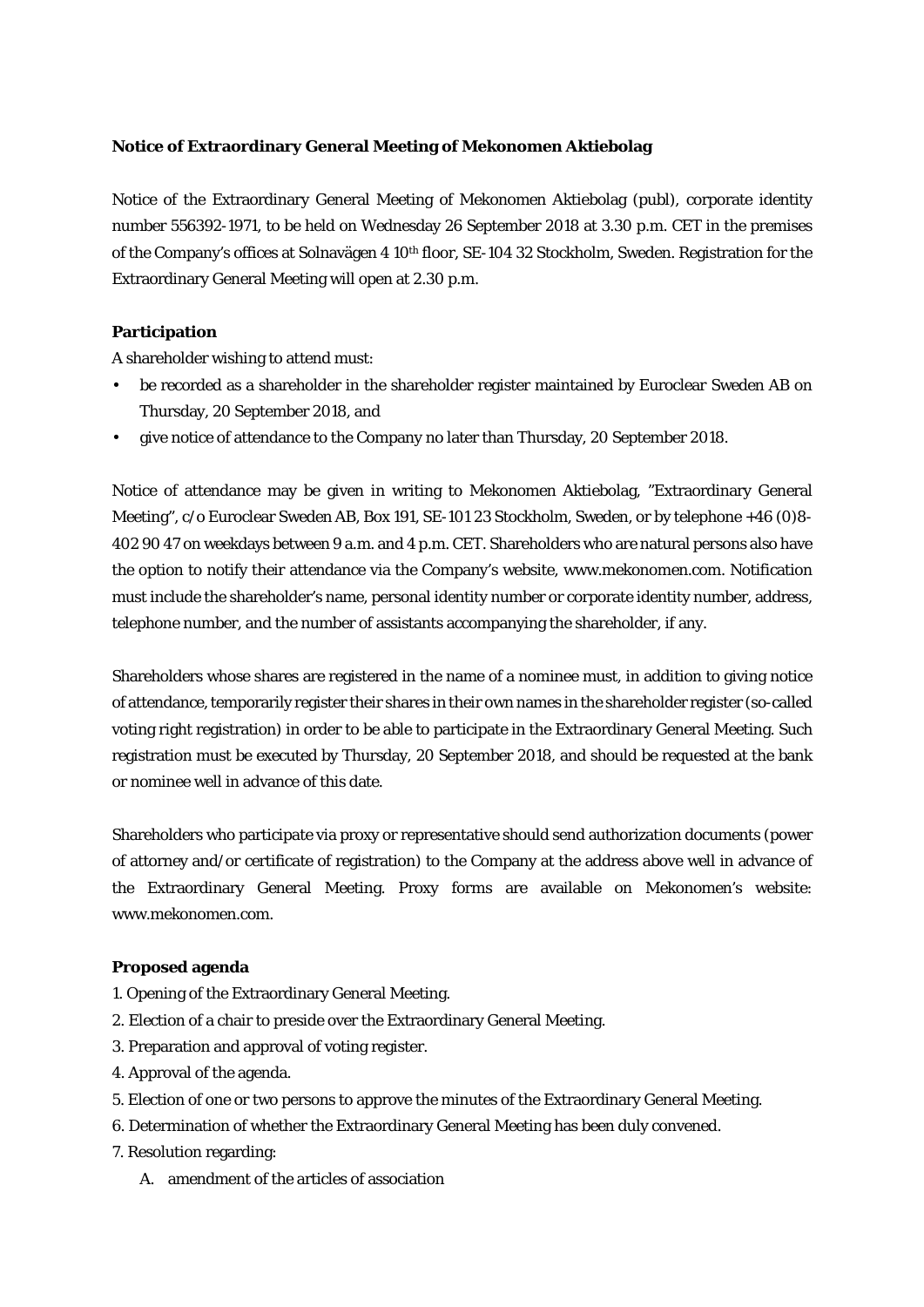**Notice of Extraordinary General Meeting of Mekonomen Aktiebolag**

Notice of the Extraordinary General Meeting of Mekonomen Aktiebolag (publ), corporate identity number 556392-1971, to be held on Wednesday 26 September 2018 at 3.30 p.m. CET in the premises of the Company's offices at Solnavägen 4 10th floor, SE-104 32 Stockholm, Sweden. Registration for the Extraordinary General Meeting will open at 2.30 p.m.

**Participation**

A shareholder wishing to attend must:

- be recorded as a shareholder in the shareholder register maintained by Euroclear Sweden AB on Thursday, 20 September 2018, and
- give notice of attendance to the Company no later than Thursday, 20 September 2018.

Notice of attendance may be given in writing to Mekonomen Aktiebolag, "Extraordinary General Meeting", c/o Euroclear Sweden AB, Box 191, SE-101 23 Stockholm, Sweden, or by telephone +46 (0)8-402 90 47 on weekdays between 9 a.m. and 4 p.m. CET. Shareholders who are natural persons also have the option to notify their attendance via the Company's website, www.mekonomen.com. Notification must include the shareholder's name, personal identity number or corporate identity number, address, telephone number, and the number of assistants accompanying the shareholder, if any.

Shareholders whose shares are registered in the name of a nominee must, in addition to giving notice of attendance, temporarily register their shares in their own names in the shareholder register (so-called voting right registration) in order to be able to participate in the Extraordinary General Meeting. Such registration must be executed by Thursday, 20 September 2018, and should be requested at the bank or nominee well in advance of this date.

Shareholders who participate via proxy or representative should send authorization documents (power of attorney and/or certificate of registration) to the Company at the address above well in advance of the Extraordinary General Meeting. Proxy forms are available on Mekonomen's website: www.mekonomen.com.

**Proposed agenda**

1. Opening of the Extraordinary General Meeting.
2. Election of a chair to preside over the Extraordinary General Meeting.
3. Preparation and approval of voting register.
4. Approval of the agenda.
5. Election of one or two persons to approve the minutes of the Extraordinary General Meeting.
6. Determination of whether the Extraordinary General Meeting has been duly convened.
7. Resolution regarding:

   A. amendment of the articles of association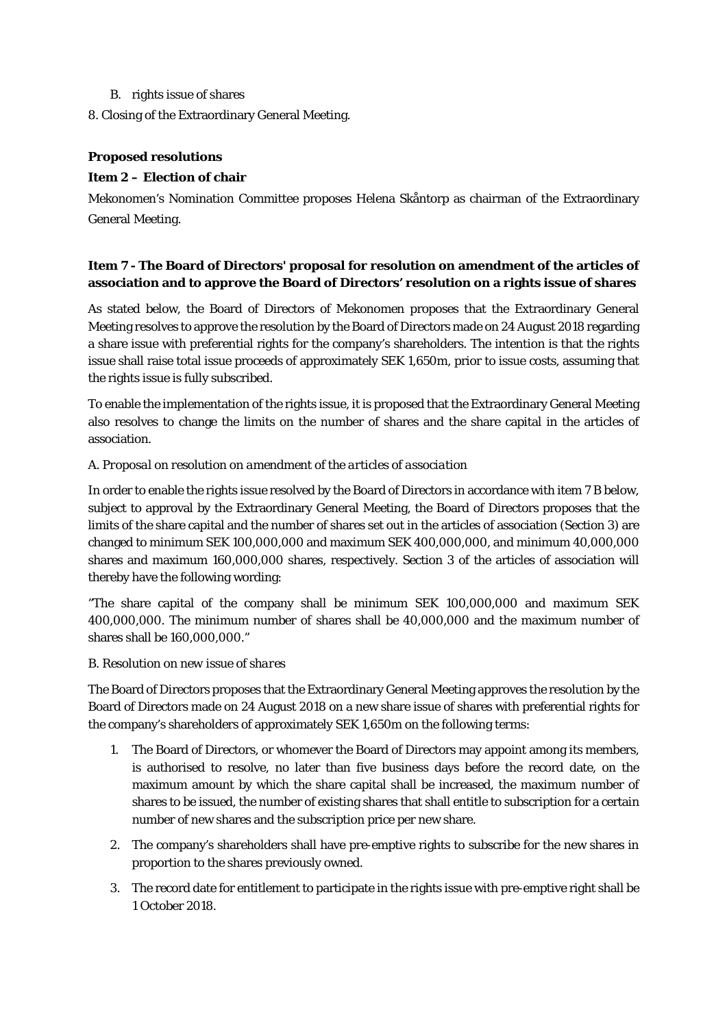B. rights issue of shares

8. Closing of the Extraordinary General Meeting.

**Proposed resolutions**

**Item 2 – Election of chair**

Mekonomen's Nomination Committee proposes Helena Skåntorp as chairman of the Extraordinary General Meeting.

**Item 7 - The Board of Directors' proposal for resolution on amendment of the articles of association and to approve the Board of Directors' resolution on a rights issue of shares**

As stated below, the Board of Directors of Mekonomen proposes that the Extraordinary General Meeting resolves to approve the resolution by the Board of Directors made on 24 August 2018 regarding a share issue with preferential rights for the company's shareholders. The intention is that the rights issue shall raise total issue proceeds of approximately SEK 1,650m, prior to issue costs, assuming that the rights issue is fully subscribed.

To enable the implementation of the rights issue, it is proposed that the Extraordinary General Meeting also resolves to change the limits on the number of shares and the share capital in the articles of association.

*A. Proposal on resolution on amendment of the articles of association*

In order to enable the rights issue resolved by the Board of Directors in accordance with item 7 B below, subject to approval by the Extraordinary General Meeting, the Board of Directors proposes that the limits of the share capital and the number of shares set out in the articles of association (Section 3) are changed to minimum SEK 100,000,000 and maximum SEK 400,000,000, and minimum 40,000,000 shares and maximum 160,000,000 shares, respectively. Section 3 of the articles of association will thereby have the following wording:

"The share capital of the company shall be minimum SEK 100,000,000 and maximum SEK 400,000,000. The minimum number of shares shall be 40,000,000 and the maximum number of shares shall be 160,000,000."

*B. Resolution on new issue of shares*

The Board of Directors proposes that the Extraordinary General Meeting approves the resolution by the Board of Directors made on 24 August 2018 on a new share issue of shares with preferential rights for the company's shareholders of approximately SEK 1,650m on the following terms:

1. The Board of Directors, or whomever the Board of Directors may appoint among its members, is authorised to resolve, no later than five business days before the record date, on the maximum amount by which the share capital shall be increased, the maximum number of shares to be issued, the number of existing shares that shall entitle to subscription for a certain number of new shares and the subscription price per new share.
2. The company's shareholders shall have pre-emptive rights to subscribe for the new shares in proportion to the shares previously owned.
3. The record date for entitlement to participate in the rights issue with pre-emptive right shall be 1 October 2018.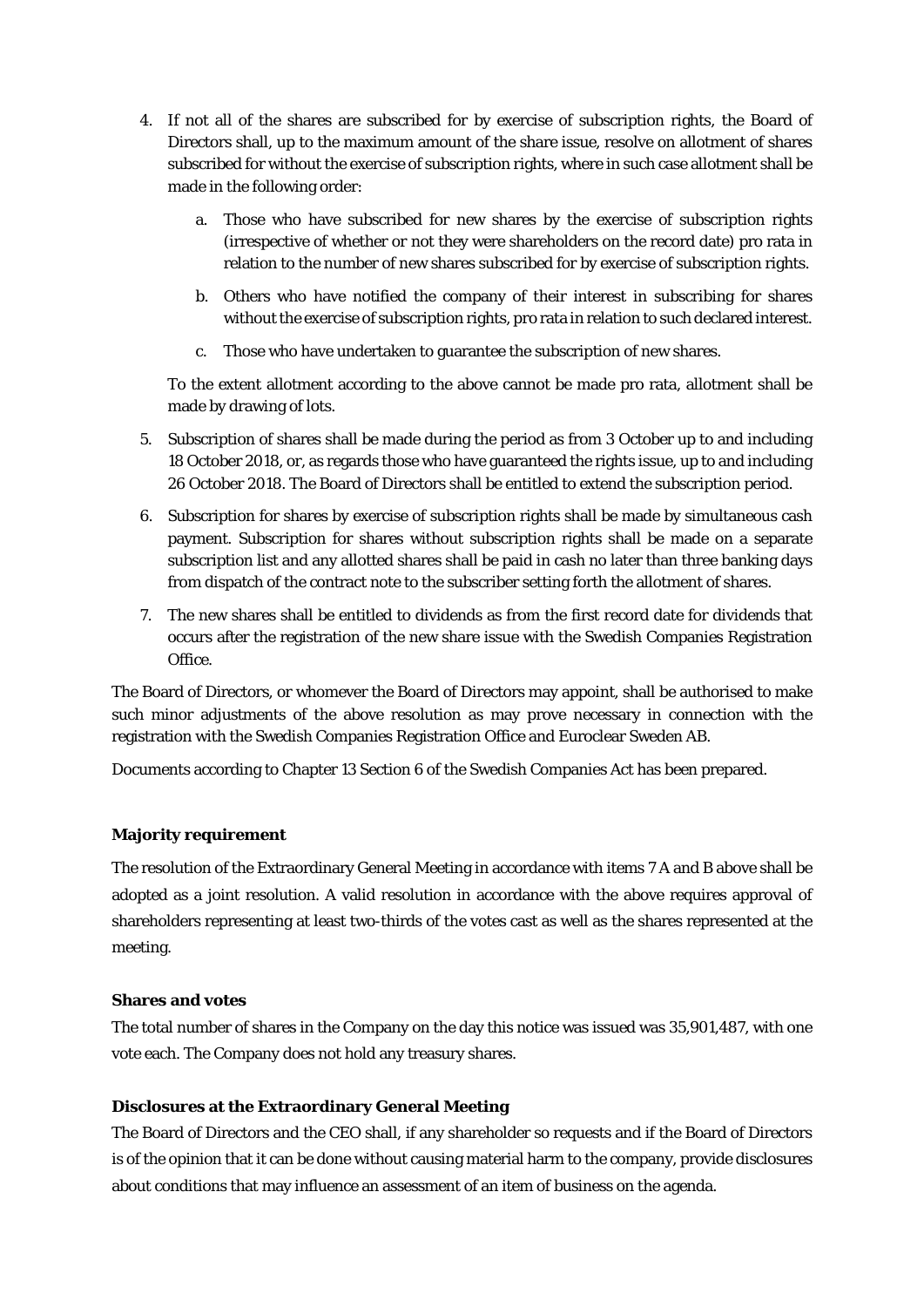4. If not all of the shares are subscribed for by exercise of subscription rights, the Board of Directors shall, up to the maximum amount of the share issue, resolve on allotment of shares subscribed for without the exercise of subscription rights, where in such case allotment shall be made in the following order:

   a. Those who have subscribed for new shares by the exercise of subscription rights (irrespective of whether or not they were shareholders on the record date) pro rata in relation to the number of new shares subscribed for by exercise of subscription rights.

   b. Others who have notified the company of their interest in subscribing for shares without the exercise of subscription rights, pro rata in relation to such declared interest.

   c. Those who have undertaken to guarantee the subscription of new shares.

   To the extent allotment according to the above cannot be made pro rata, allotment shall be made by drawing of lots.

5. Subscription of shares shall be made during the period as from 3 October up to and including 18 October 2018, or, as regards those who have guaranteed the rights issue, up to and including 26 October 2018. The Board of Directors shall be entitled to extend the subscription period.

6. Subscription for shares by exercise of subscription rights shall be made by simultaneous cash payment. Subscription for shares without subscription rights shall be made on a separate subscription list and any allotted shares shall be paid in cash no later than three banking days from dispatch of the contract note to the subscriber setting forth the allotment of shares.

7. The new shares shall be entitled to dividends as from the first record date for dividends that occurs after the registration of the new share issue with the Swedish Companies Registration Office.

The Board of Directors, or whomever the Board of Directors may appoint, shall be authorised to make such minor adjustments of the above resolution as may prove necessary in connection with the registration with the Swedish Companies Registration Office and Euroclear Sweden AB.

Documents according to Chapter 13 Section 6 of the Swedish Companies Act has been prepared.

**Majority requirement**

The resolution of the Extraordinary General Meeting in accordance with items 7 A and B above shall be adopted as a joint resolution. A valid resolution in accordance with the above requires approval of shareholders representing at least two-thirds of the votes cast as well as the shares represented at the meeting.

**Shares and votes**

The total number of shares in the Company on the day this notice was issued was 35,901,487, with one vote each. The Company does not hold any treasury shares.

**Disclosures at the Extraordinary General Meeting**

The Board of Directors and the CEO shall, if any shareholder so requests and if the Board of Directors is of the opinion that it can be done without causing material harm to the company, provide disclosures about conditions that may influence an assessment of an item of business on the agenda.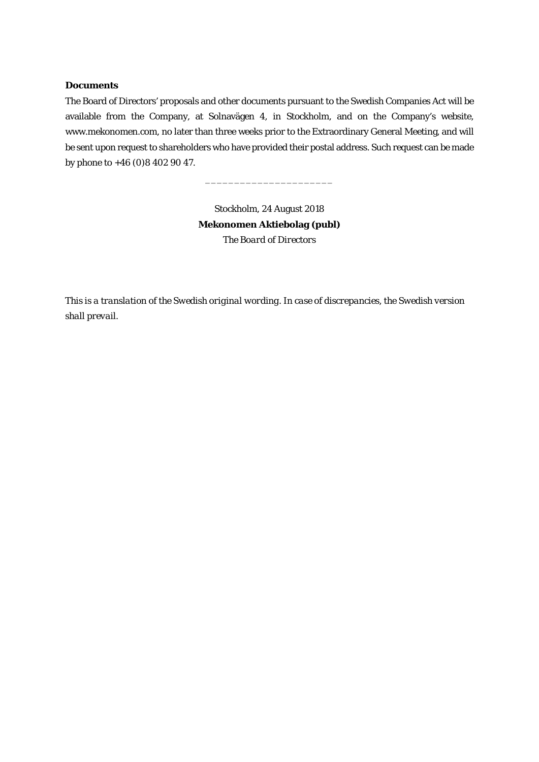**Documents**

The Board of Directors' proposals and other documents pursuant to the Swedish Companies Act will be available from the Company, at Solnavägen 4, in Stockholm, and on the Company's website, www.mekonomen.com, no later than three weeks prior to the Extraordinary General Meeting, and will be sent upon request to shareholders who have provided their postal address. Such request can be made by phone to +46 (0)8 402 90 47.

______________________

Stockholm, 24 August 2018

**Mekonomen Aktiebolag (publ)**

*The Board of Directors*

*This is a translation of the Swedish original wording. In case of discrepancies, the Swedish version shall prevail.*